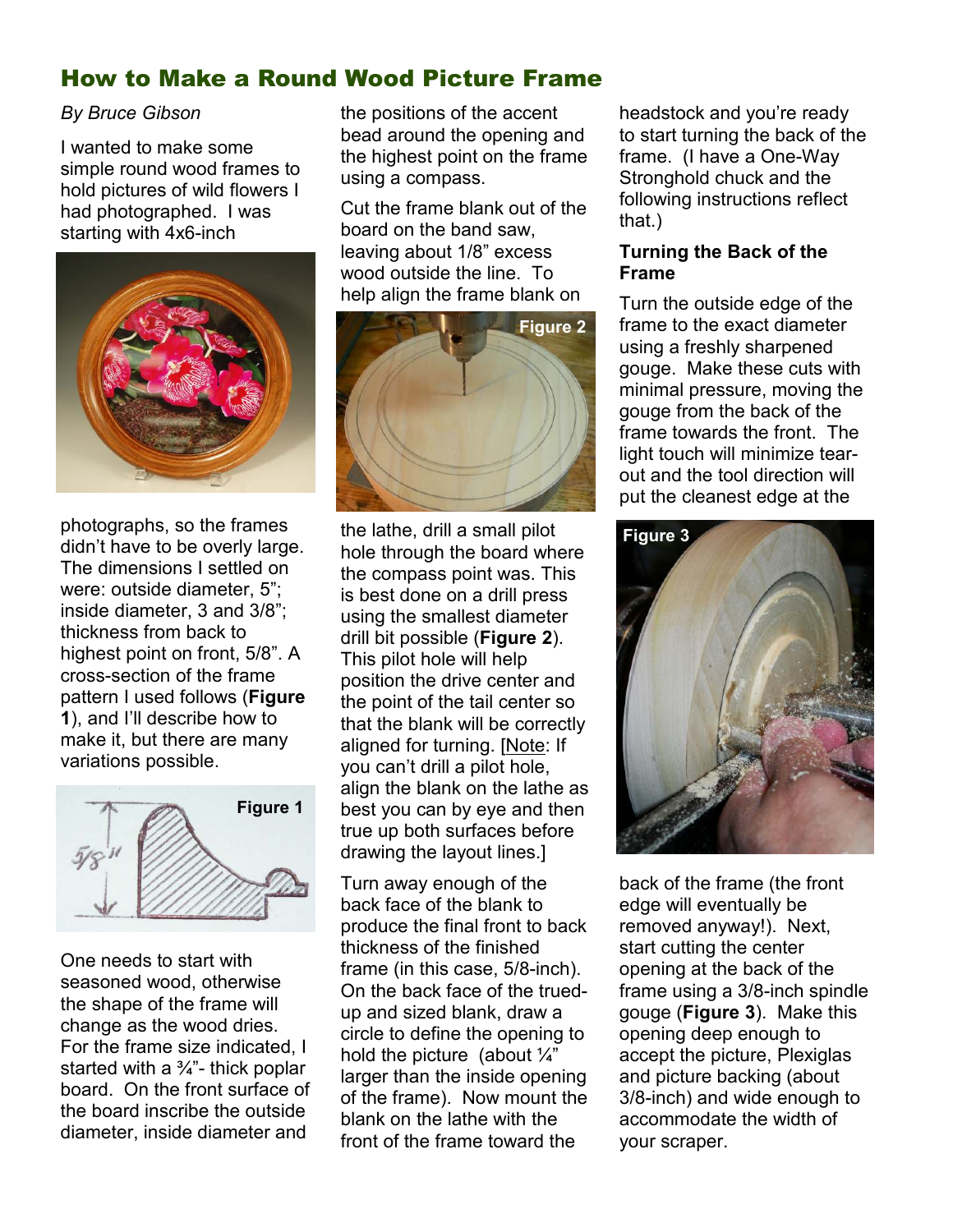# How to Make a Round Wood Picture Frame

*By Bruce Gibson*

I wanted to make some simple round wood frames to hold pictures of wild flowers I had photographed. I was starting with 4x6-inch photographs, so the frames didn't have to be overly large. The dimensions I settled on were: outside diameter, 5"; inside diameter, 3 and 3/8"; thickness from back to highest point on front, 5/8". A cross-section of the frame pattern I used follows (**Figure 1**), and I'll describe how to make it, but there are many variations possible.

One needs to start with seasoned wood, otherwise the shape of the frame will change as the wood dries. For the frame size indicated, I started with a ¾"- thick poplar board. On the front surface of the board inscribe the outside diameter, inside diameter and the positions of the accent bead around the opening and the highest point on the frame using a compass.

Cut the frame blank out of the board on the band saw, leaving about 1/8" excess wood outside the line. To help align the frame blank on the lathe, drill a small pilot hole through the board where the compass point was. This is best done on a drill press using the smallest diameter drill bit possible (**Figure 2**). This pilot hole will help position the drive center and the point of the tail center so that the blank will be correctly aligned for turning. [Note: If you can't drill a pilot hole, align the blank on the lathe as best you can by eye and then true up both surfaces before drawing the layout lines.]

Turn away enough of the back face of the blank to produce the final front to back thickness of the finished frame (in this case, 5/8-inch). On the back face of the trued-up and sized blank, draw a circle to define the opening to hold the picture (about ¼" larger than the inside opening of the frame). Now mount the blank on the lathe with the front of the frame toward the headstock and you're ready to start turning the back of the frame. (I have a One-Way Stronghold chuck and the following instructions reflect that.)

### Turning the Back of the Frame

Turn the outside edge of the frame to the exact diameter using a freshly sharpened gouge. Make these cuts with minimal pressure, moving the gouge from the back of the frame towards the front. The light touch will minimize tear-out and the tool direction will put the cleanest edge at the back of the frame (the front edge will eventually be removed anyway!). Next, start cutting the center opening at the back of the frame using a 3/8-inch spindle gouge (**Figure 3**). Make this opening deep enough to accept the picture, Plexiglas and picture backing (about 3/8-inch) and wide enough to accommodate the width of your scraper.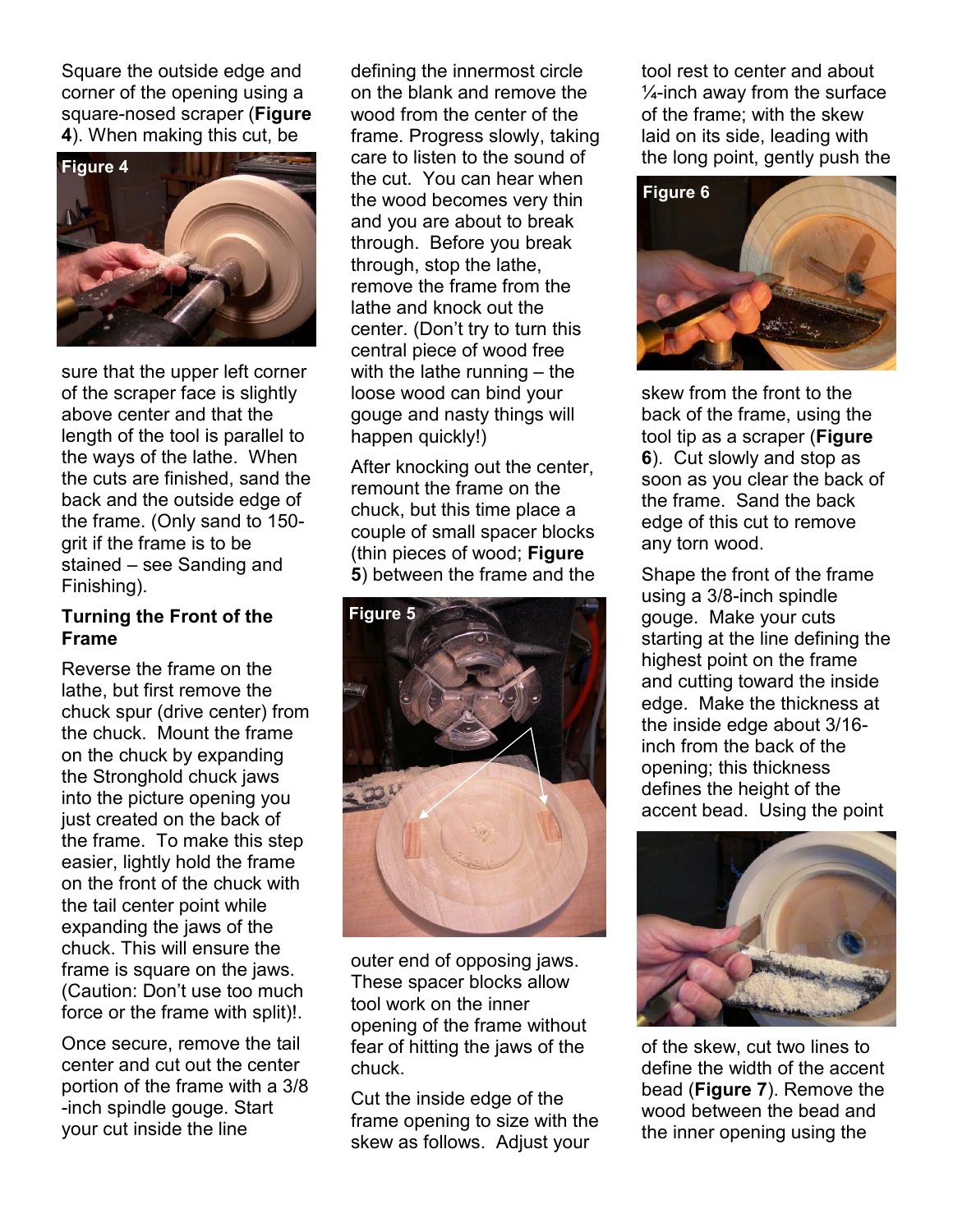Square the outside edge and corner of the opening using a square-nosed scraper (**Figure 4**). When making this cut, be sure that the upper left corner of the scraper face is slightly above center and that the length of the tool is parallel to the ways of the lathe. When the cuts are finished, sand the back and the outside edge of the frame. (Only sand to 150-grit if the frame is to be stained – see Sanding and Finishing).

### Turning the Front of the Frame

Reverse the frame on the lathe, but first remove the chuck spur (drive center) from the chuck. Mount the frame on the chuck by expanding the Stronghold chuck jaws into the picture opening you just created on the back of the frame. To make this step easier, lightly hold the frame on the front of the chuck with the tail center point while expanding the jaws of the chuck. This will ensure the frame is square on the jaws. (Caution: Don't use too much force or the frame with split)!.

Once secure, remove the tail center and cut out the center portion of the frame with a 3/8 -inch spindle gouge. Start your cut inside the line defining the innermost circle on the blank and remove the wood from the center of the frame. Progress slowly, taking care to listen to the sound of the cut. You can hear when the wood becomes very thin and you are about to break through. Before you break through, stop the lathe, remove the frame from the lathe and knock out the center. (Don't try to turn this central piece of wood free with the lathe running – the loose wood can bind your gouge and nasty things will happen quickly!)

After knocking out the center, remount the frame on the chuck, but this time place a couple of small spacer blocks (thin pieces of wood; **Figure 5**) between the frame and the outer end of opposing jaws. These spacer blocks allow tool work on the inner opening of the frame without fear of hitting the jaws of the chuck.

Cut the inside edge of the frame opening to size with the skew as follows. Adjust your tool rest to center and about ¼-inch away from the surface of the frame; with the skew laid on its side, leading with the long point, gently push the skew from the front to the back of the frame, using the tool tip as a scraper (**Figure 6**). Cut slowly and stop as soon as you clear the back of the frame. Sand the back edge of this cut to remove any torn wood.

Shape the front of the frame using a 3/8-inch spindle gouge. Make your cuts starting at the line defining the highest point on the frame and cutting toward the inside edge. Make the thickness at the inside edge about 3/16-inch from the back of the opening; this thickness defines the height of the accent bead. Using the point of the skew, cut two lines to define the width of the accent bead (**Figure 7**). Remove the wood between the bead and the inner opening using the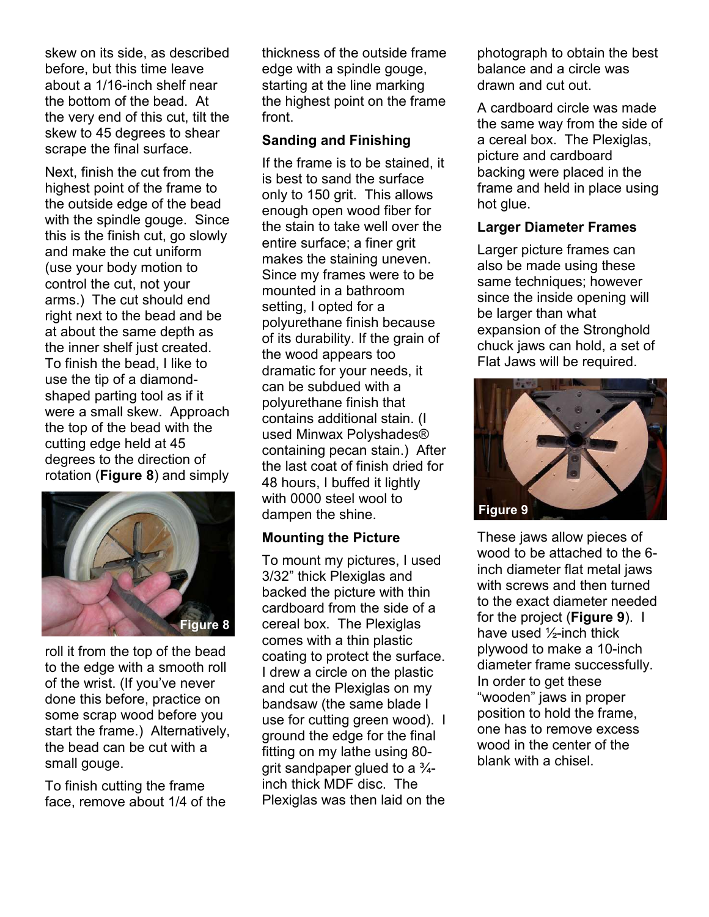skew on its side, as described before, but this time leave about a 1/16-inch shelf near the bottom of the bead. At the very end of this cut, tilt the skew to 45 degrees to shear scrape the final surface.

Next, finish the cut from the highest point of the frame to the outside edge of the bead with the spindle gouge. Since this is the finish cut, go slowly and make the cut uniform (use your body motion to control the cut, not your arms.) The cut should end right next to the bead and be at about the same depth as the inner shelf just created. To finish the bead, I like to use the tip of a diamond-shaped parting tool as if it were a small skew. Approach the top of the bead with the cutting edge held at 45 degrees to the direction of rotation (**Figure 8**) and simply roll it from the top of the bead to the edge with a smooth roll of the wrist. (If you've never done this before, practice on some scrap wood before you start the frame.) Alternatively, the bead can be cut with a small gouge.

Figure 8

To finish cutting the frame face, remove about 1/4 of the thickness of the outside frame edge with a spindle gouge, starting at the line marking the highest point on the frame front.

### Sanding and Finishing

If the frame is to be stained, it is best to sand the surface only to 150 grit. This allows enough open wood fiber for the stain to take well over the entire surface; a finer grit makes the staining uneven. Since my frames were to be mounted in a bathroom setting, I opted for a polyurethane finish because of its durability. If the grain of the wood appears too dramatic for your needs, it can be subdued with a polyurethane finish that contains additional stain. (I used Minwax Polyshades® containing pecan stain.) After the last coat of finish dried for 48 hours, I buffed it lightly with 0000 steel wool to dampen the shine.

### Mounting the Picture

To mount my pictures, I used 3/32" thick Plexiglas and backed the picture with thin cardboard from the side of a cereal box. The Plexiglas comes with a thin plastic coating to protect the surface. I drew a circle on the plastic and cut the Plexiglas on my bandsaw (the same blade I use for cutting green wood). I ground the edge for the final fitting on my lathe using 80-grit sandpaper glued to a ¾-inch thick MDF disc. The Plexiglas was then laid on the photograph to obtain the best balance and a circle was drawn and cut out.

A cardboard circle was made the same way from the side of a cereal box. The Plexiglas, picture and cardboard backing were placed in the frame and held in place using hot glue.

### Larger Diameter Frames

Larger picture frames can also be made using these same techniques; however since the inside opening will be larger than what expansion of the Stronghold chuck jaws can hold, a set of Flat Jaws will be required.

Figure 9

These jaws allow pieces of wood to be attached to the 6-inch diameter flat metal jaws with screws and then turned to the exact diameter needed for the project (**Figure 9**). I have used ½-inch thick plywood to make a 10-inch diameter frame successfully. In order to get these "wooden" jaws in proper position to hold the frame, one has to remove excess wood in the center of the blank with a chisel.